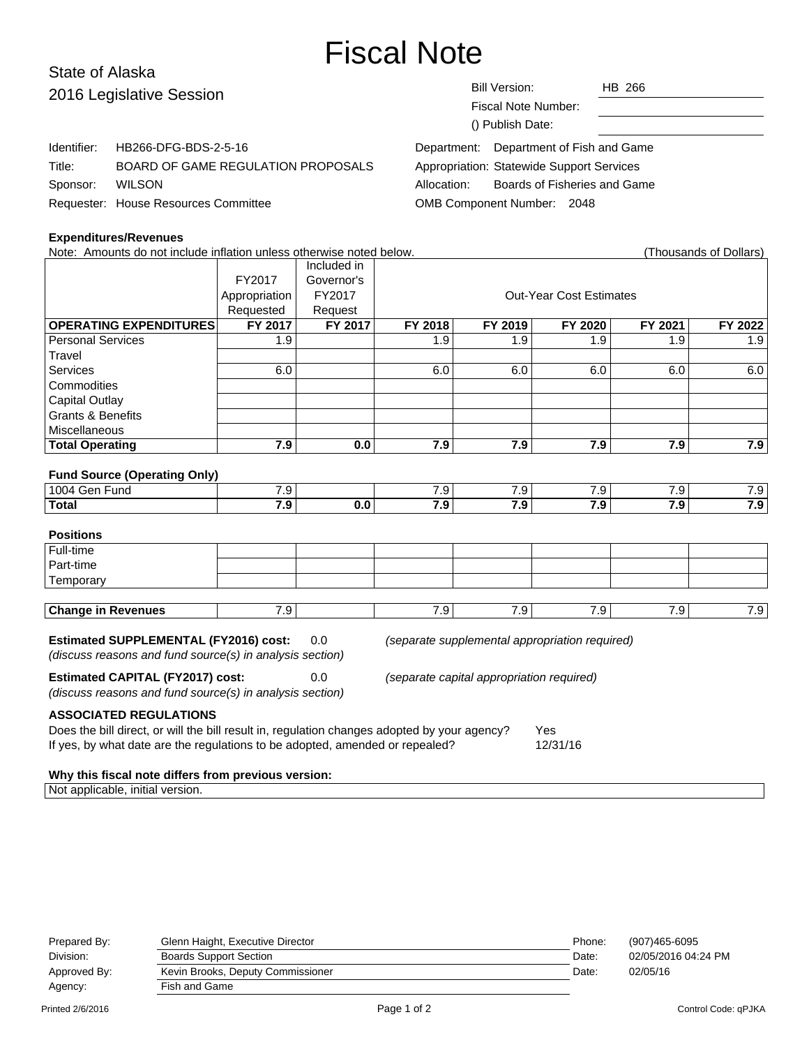# Fiscal Note

State of Alaska
2016 Legislative Session

Bill Version: HB 266
Fiscal Note Number:
() Publish Date:

Identifier: HB266-DFG-BDS-2-5-16
Title: BOARD OF GAME REGULATION PROPOSALS
Sponsor: WILSON
Requester: House Resources Committee

Department: Department of Fish and Game
Appropriation: Statewide Support Services
Allocation: Boards of Fisheries and Game
OMB Component Number: 2048

**Expenditures/Revenues**

Note: Amounts do not include inflation unless otherwise noted below. (Thousands of Dollars)

| | FY2017 Appropriation Requested | Included in Governor's FY2017 Request | Out-Year Cost Estimates | | | | |
|---|---|---|---|---|---|---|---|
| **OPERATING EXPENDITURES** | **FY 2017** | **FY 2017** | **FY 2018** | **FY 2019** | **FY 2020** | **FY 2021** | **FY 2022** |
| Personal Services | 1.9 | | 1.9 | 1.9 | 1.9 | 1.9 | 1.9 |
| Travel | | | | | | | |
| Services | 6.0 | | 6.0 | 6.0 | 6.0 | 6.0 | 6.0 |
| Commodities | | | | | | | |
| Capital Outlay | | | | | | | |
| Grants & Benefits | | | | | | | |
| Miscellaneous | | | | | | | |
| **Total Operating** | **7.9** | **0.0** | **7.9** | **7.9** | **7.9** | **7.9** | **7.9** |

**Fund Source (Operating Only)**

| | | | | | | | |
|---|---|---|---|---|---|---|---|
| 1004 Gen Fund | 7.9 | | 7.9 | 7.9 | 7.9 | 7.9 | 7.9 |
| **Total** | **7.9** | **0.0** | **7.9** | **7.9** | **7.9** | **7.9** | **7.9** |

**Positions**

| | | | | | | | |
|---|---|---|---|---|---|---|---|
| Full-time | | | | | | | |
| Part-time | | | | | | | |
| Temporary | | | | | | | |

| | | | | | | | |
|---|---|---|---|---|---|---|---|
| **Change in Revenues** | 7.9 | | 7.9 | 7.9 | 7.9 | 7.9 | 7.9 |

**Estimated SUPPLEMENTAL (FY2016) cost:** 0.0 *(separate supplemental appropriation required)*
*(discuss reasons and fund source(s) in analysis section)*

**Estimated CAPITAL (FY2017) cost:** 0.0 *(separate capital appropriation required)*
*(discuss reasons and fund source(s) in analysis section)*

**ASSOCIATED REGULATIONS**

Does the bill direct, or will the bill result in, regulation changes adopted by your agency? Yes
If yes, by what date are the regulations to be adopted, amended or repealed? 12/31/16

**Why this fiscal note differs from previous version:**

Not applicable, initial version.

| | | | |
|---|---|---|---|
| Prepared By: | Glenn Haight, Executive Director | Phone: | (907)465-6095 |
| Division: | Boards Support Section | Date: | 02/05/2016 04:24 PM |
| Approved By: | Kevin Brooks, Deputy Commissioner | Date: | 02/05/16 |
| Agency: | Fish and Game | | |

Printed 2/6/2016 Control Code: qPJKA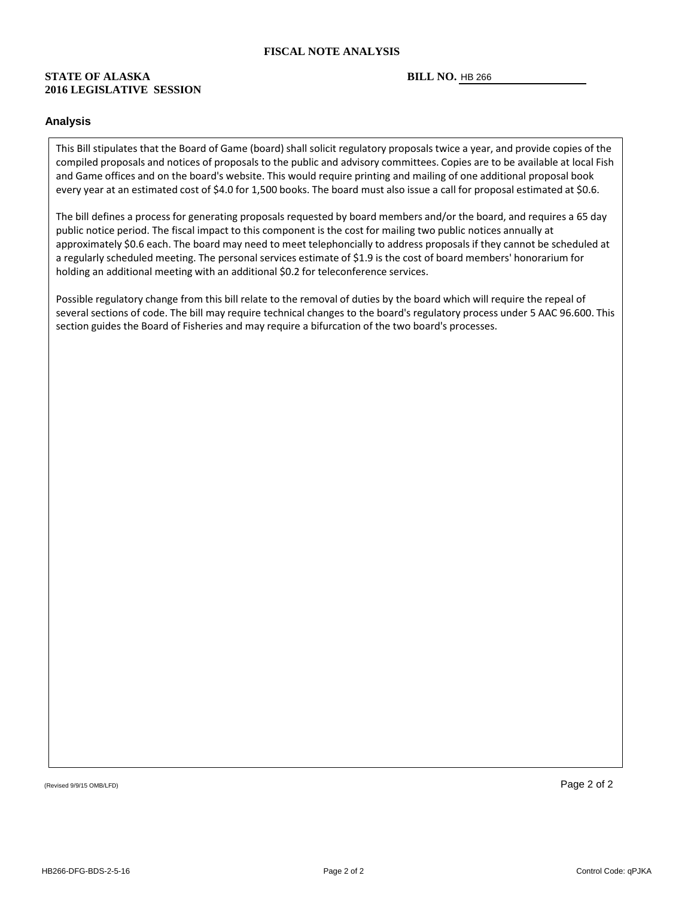**FISCAL NOTE ANALYSIS**

**STATE OF ALASKA**
**2016 LEGISLATIVE SESSION**

**BILL NO.** HB 266

## Analysis

This Bill stipulates that the Board of Game (board) shall solicit regulatory proposals twice a year, and provide copies of the compiled proposals and notices of proposals to the public and advisory committees. Copies are to be available at local Fish and Game offices and on the board's website. This would require printing and mailing of one additional proposal book every year at an estimated cost of $4.0 for 1,500 books. The board must also issue a call for proposal estimated at $0.6.

The bill defines a process for generating proposals requested by board members and/or the board, and requires a 65 day public notice period. The fiscal impact to this component is the cost for mailing two public notices annually at approximately $0.6 each. The board may need to meet telephoncially to address proposals if they cannot be scheduled at a regularly scheduled meeting. The personal services estimate of $1.9 is the cost of board members' honorarium for holding an additional meeting with an additional $0.2 for teleconference services.

Possible regulatory change from this bill relate to the removal of duties by the board which will require the repeal of several sections of code. The bill may require technical changes to the board's regulatory process under 5 AAC 96.600. This section guides the Board of Fisheries and may require a bifurcation of the two board's processes.